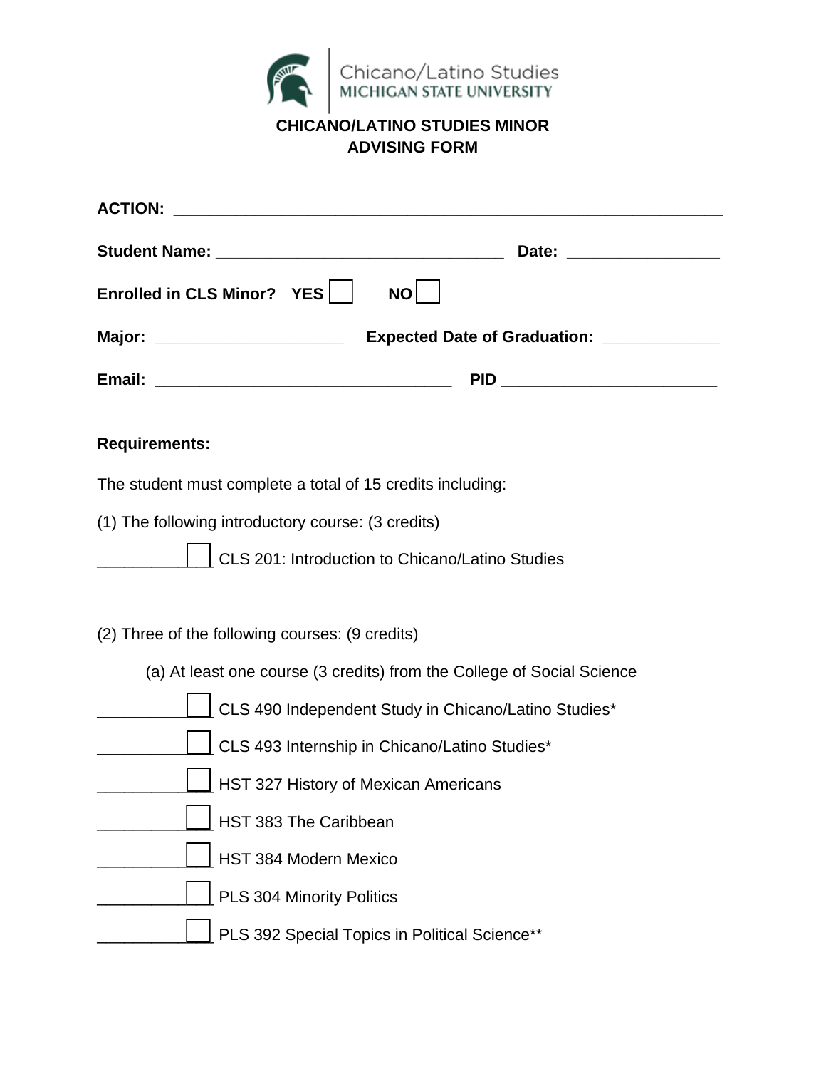Chicano/Latino Studies
MICHIGAN STATE UNIVERSITY

# CHICANO/LATINO STUDIES MINOR ADVISING FORM

**ACTION:** ____________________________________________________________

**Student Name:** ________________________________ **Date:** ________________

**Enrolled in CLS Minor?** **YES** ☐ **NO** ☐

**Major:** ____________________ **Expected Date of Graduation:** ____________

**Email:** ________________________________ **PID** ______________________

**Requirements:**

The student must complete a total of 15 credits including:

(1) The following introductory course: (3 credits)

___________ ☐ CLS 201: Introduction to Chicano/Latino Studies

(2) Three of the following courses: (9 credits)

(a) At least one course (3 credits) from the College of Social Science

___________ ☐ CLS 490 Independent Study in Chicano/Latino Studies*

___________ ☐ CLS 493 Internship in Chicano/Latino Studies*

___________ ☐ HST 327 History of Mexican Americans

___________ ☐ HST 383 The Caribbean

___________ ☐ HST 384 Modern Mexico

___________ ☐ PLS 304 Minority Politics

___________ ☐ PLS 392 Special Topics in Political Science**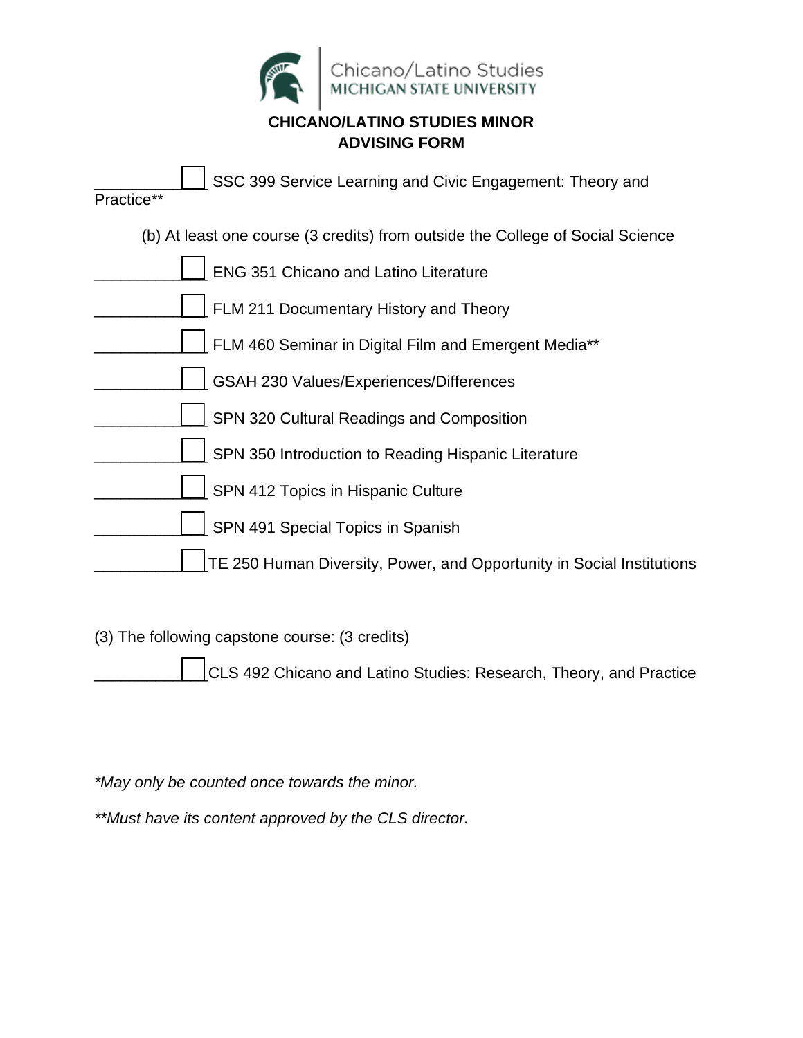Chicano/Latino Studies
MICHIGAN STATE UNIVERSITY

**CHICANO/LATINO STUDIES MINOR**
**ADVISING FORM**

___________ ☐ SSC 399 Service Learning and Civic Engagement: Theory and Practice**

(b) At least one course (3 credits) from outside the College of Social Science

___________ ☐ ENG 351 Chicano and Latino Literature

___________ ☐ FLM 211 Documentary History and Theory

___________ ☐ FLM 460 Seminar in Digital Film and Emergent Media**

___________ ☐ GSAH 230 Values/Experiences/Differences

___________ ☐ SPN 320 Cultural Readings and Composition

___________ ☐ SPN 350 Introduction to Reading Hispanic Literature

___________ ☐ SPN 412 Topics in Hispanic Culture

___________ ☐ SPN 491 Special Topics in Spanish

___________ ☐ TE 250 Human Diversity, Power, and Opportunity in Social Institutions

(3) The following capstone course: (3 credits)

___________ ☐ CLS 492 Chicano and Latino Studies: Research, Theory, and Practice

*\*May only be counted once towards the minor.*

*\*\*Must have its content approved by the CLS director.*